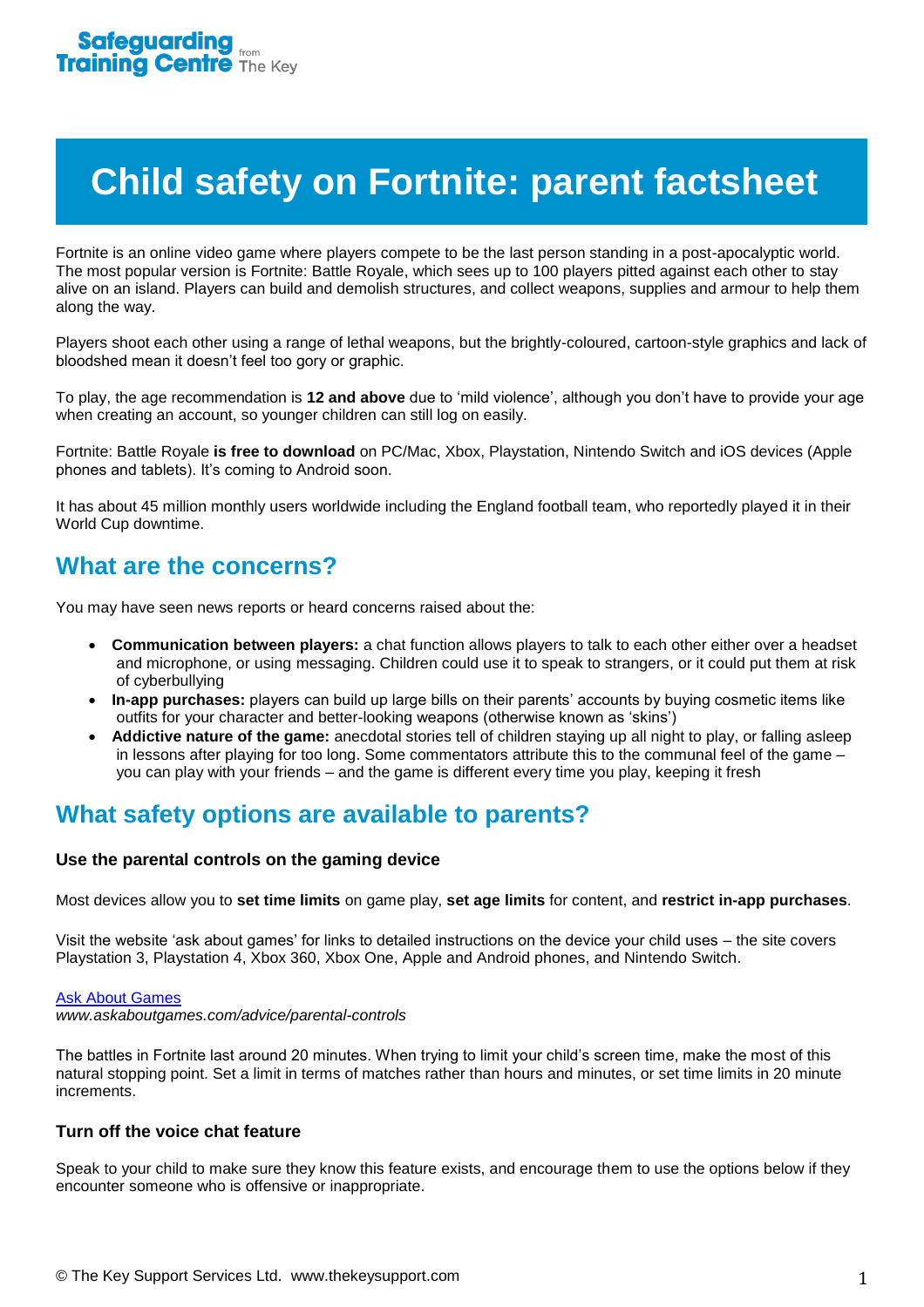Safeguarding Training Centre from The Key

# Child safety on Fortnite: parent factsheet

Fortnite is an online video game where players compete to be the last person standing in a post-apocalyptic world. The most popular version is Fortnite: Battle Royale, which sees up to 100 players pitted against each other to stay alive on an island. Players can build and demolish structures, and collect weapons, supplies and armour to help them along the way.

Players shoot each other using a range of lethal weapons, but the brightly-coloured, cartoon-style graphics and lack of bloodshed mean it doesn't feel too gory or graphic.

To play, the age recommendation is **12 and above** due to 'mild violence', although you don't have to provide your age when creating an account, so younger children can still log on easily.

Fortnite: Battle Royale **is free to download** on PC/Mac, Xbox, Playstation, Nintendo Switch and iOS devices (Apple phones and tablets). It's coming to Android soon.

It has about 45 million monthly users worldwide including the England football team, who reportedly played it in their World Cup downtime.

## What are the concerns?

You may have seen news reports or heard concerns raised about the:

- **Communication between players:** a chat function allows players to talk to each other either over a headset and microphone, or using messaging. Children could use it to speak to strangers, or it could put them at risk of cyberbullying
- **In-app purchases:** players can build up large bills on their parents' accounts by buying cosmetic items like outfits for your character and better-looking weapons (otherwise known as 'skins')
- **Addictive nature of the game:** anecdotal stories tell of children staying up all night to play, or falling asleep in lessons after playing for too long. Some commentators attribute this to the communal feel of the game – you can play with your friends – and the game is different every time you play, keeping it fresh

## What safety options are available to parents?

### Use the parental controls on the gaming device

Most devices allow you to **set time limits** on game play, **set age limits** for content, and **restrict in-app purchases**.

Visit the website 'ask about games' for links to detailed instructions on the device your child uses – the site covers Playstation 3, Playstation 4, Xbox 360, Xbox One, Apple and Android phones, and Nintendo Switch.

Ask About Games
*www.askaboutgames.com/advice/parental-controls*

The battles in Fortnite last around 20 minutes. When trying to limit your child's screen time, make the most of this natural stopping point. Set a limit in terms of matches rather than hours and minutes, or set time limits in 20 minute increments.

### Turn off the voice chat feature

Speak to your child to make sure they know this feature exists, and encourage them to use the options below if they encounter someone who is offensive or inappropriate.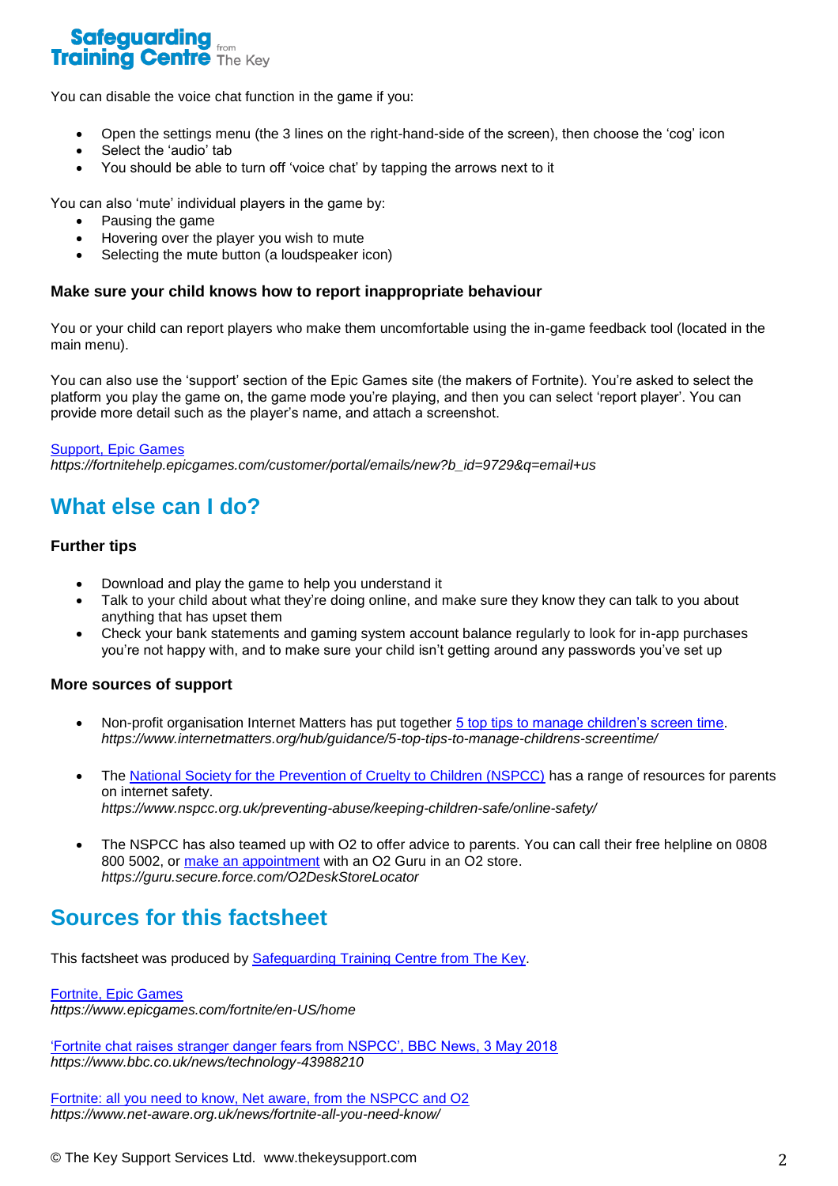You can disable the voice chat function in the game if you:

- Open the settings menu (the 3 lines on the right-hand-side of the screen), then choose the 'cog' icon
- Select the 'audio' tab
- You should be able to turn off 'voice chat' by tapping the arrows next to it

You can also 'mute' individual players in the game by:

- Pausing the game
- Hovering over the player you wish to mute
- Selecting the mute button (a loudspeaker icon)

### Make sure your child knows how to report inappropriate behaviour

You or your child can report players who make them uncomfortable using the in-game feedback tool (located in the main menu).

You can also use the 'support' section of the Epic Games site (the makers of Fortnite). You're asked to select the platform you play the game on, the game mode you're playing, and then you can select 'report player'. You can provide more detail such as the player's name, and attach a screenshot.

[Support, Epic Games](https://fortnitehelp.epicgames.com/customer/portal/emails/new?b_id=9729&q=email+us)
*https://fortnitehelp.epicgames.com/customer/portal/emails/new?b_id=9729&q=email+us*

## What else can I do?

### Further tips

- Download and play the game to help you understand it
- Talk to your child about what they're doing online, and make sure they know they can talk to you about anything that has upset them
- Check your bank statements and gaming system account balance regularly to look for in-app purchases you're not happy with, and to make sure your child isn't getting around any passwords you've set up

### More sources of support

- Non-profit organisation Internet Matters has put together [5 top tips to manage children's screen time](https://www.internetmatters.org/hub/guidance/5-top-tips-to-manage-childrens-screentime/).
  *https://www.internetmatters.org/hub/guidance/5-top-tips-to-manage-childrens-screentime/*

- The [National Society for the Prevention of Cruelty to Children (NSPCC)](https://www.nspcc.org.uk/preventing-abuse/keeping-children-safe/online-safety/) has a range of resources for parents on internet safety.
  *https://www.nspcc.org.uk/preventing-abuse/keeping-children-safe/online-safety/*

- The NSPCC has also teamed up with O2 to offer advice to parents. You can call their free helpline on 0808 800 5002, or [make an appointment](https://guru.secure.force.com/O2DeskStoreLocator) with an O2 Guru in an O2 store.
  *https://guru.secure.force.com/O2DeskStoreLocator*

## Sources for this factsheet

This factsheet was produced by Safeguarding Training Centre from The Key.

[Fortnite, Epic Games](https://www.epicgames.com/fortnite/en-US/home)
*https://www.epicgames.com/fortnite/en-US/home*

['Fortnite chat raises stranger danger fears from NSPCC', BBC News, 3 May 2018](https://www.bbc.co.uk/news/technology-43988210)
*https://www.bbc.co.uk/news/technology-43988210*

[Fortnite: all you need to know, Net aware, from the NSPCC and O2](https://www.net-aware.org.uk/news/fortnite-all-you-need-know/)
*https://www.net-aware.org.uk/news/fortnite-all-you-need-know/*

© The Key Support Services Ltd. www.thekeysupport.com